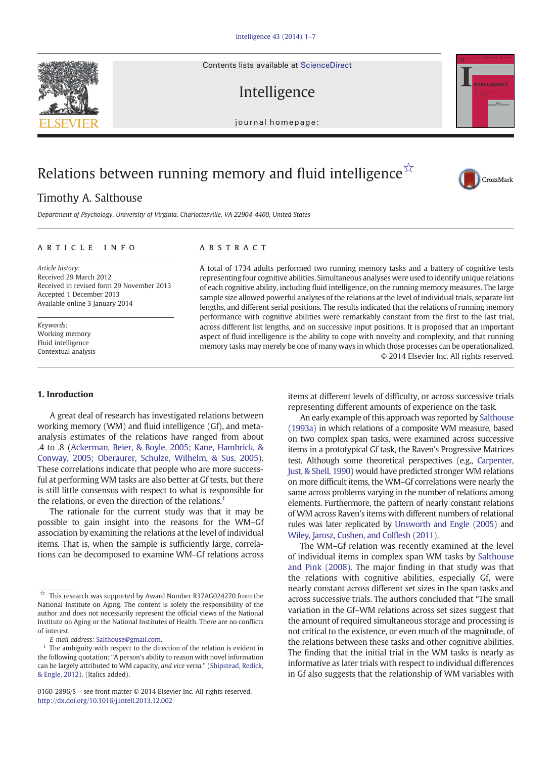# Relations between running memory and fluid intelligence☆

Timothy A. Salthouse

*Department of Psychology, University of Virginia, Charlottesville, VA 22904-4400, United States*

## ARTICLE INFO

*Article history:*
Received 29 March 2012
Received in revised form 29 November 2013
Accepted 1 December 2013
Available online 3 January 2014

*Keywords:*
Working memory
Fluid intelligence
Contextual analysis

## ABSTRACT

A total of 1734 adults performed two running memory tasks and a battery of cognitive tests representing four cognitive abilities. Simultaneous analyses were used to identify unique relations of each cognitive ability, including fluid intelligence, on the running memory measures. The large sample size allowed powerful analyses of the relations at the level of individual trials, separate list lengths, and different serial positions. The results indicated that the relations of running memory performance with cognitive abilities were remarkably constant from the first to the last trial, across different list lengths, and on successive input positions. It is proposed that an important aspect of fluid intelligence is the ability to cope with novelty and complexity, and that running memory tasks may merely be one of many ways in which those processes can be operationalized.

© 2014 Elsevier Inc. All rights reserved.

## 1. Introduction

A great deal of research has investigated relations between working memory (WM) and fluid intelligence (Gf), and meta-analysis estimates of the relations have ranged from about .4 to .8 (Ackerman, Beier, & Boyle, 2005; Kane, Hambrick, & Conway, 2005; Oberauer, Schulze, Wilhelm, & Sus, 2005). These correlations indicate that people who are more successful at performing WM tasks are also better at Gf tests, but there is still little consensus with respect to what is responsible for the relations, or even the direction of the relations.[1]

The rationale for the current study was that it may be possible to gain insight into the reasons for the WM–Gf association by examining the relations at the level of individual items. That is, when the sample is sufficiently large, correlations can be decomposed to examine WM–Gf relations across items at different levels of difficulty, or across successive trials representing different amounts of experience on the task.

An early example of this approach was reported by Salthouse (1993a) in which relations of a composite WM measure, based on two complex span tasks, were examined across successive items in a prototypical Gf task, the Raven's Progressive Matrices test. Although some theoretical perspectives (e.g., Carpenter, Just, & Shell, 1990) would have predicted stronger WM relations on more difficult items, the WM–Gf correlations were nearly the same across problems varying in the number of relations among elements. Furthermore, the pattern of nearly constant relations of WM across Raven's items with different numbers of relational rules was later replicated by Unsworth and Engle (2005) and Wiley, Jarosz, Cushen, and Colflesh (2011).

The WM–Gf relation was recently examined at the level of individual items in complex span WM tasks by Salthouse and Pink (2008). The major finding in that study was that the relations with cognitive abilities, especially Gf, were nearly constant across different set sizes in the span tasks and across successive trials. The authors concluded that "The small variation in the Gf–WM relations across set sizes suggest that the amount of required simultaneous storage and processing is not critical to the existence, or even much of the magnitude, of the relations between these tasks and other cognitive abilities. The finding that the initial trial in the WM tasks is nearly as informative as later trials with respect to individual differences in Gf also suggests that the relationship of WM variables with

☆ This research was supported by Award Number R37AG024270 from the National Institute on Aging. The content is solely the responsibility of the author and does not necessarily represent the official views of the National Institute on Aging or the National Institutes of Health. There are no conflicts of interest.

*E-mail address:* Salthouse@gmail.com.

[1] The ambiguity with respect to the direction of the relation is evident in the following quotation: "A person's ability to reason with novel information can be largely attributed to WM capacity, *and vice versa*." (Shipstead, Redick, & Engle, 2012). (Italics added).

0160-2896/$ – see front matter © 2014 Elsevier Inc. All rights reserved.
http://dx.doi.org/10.1016/j.intell.2013.12.002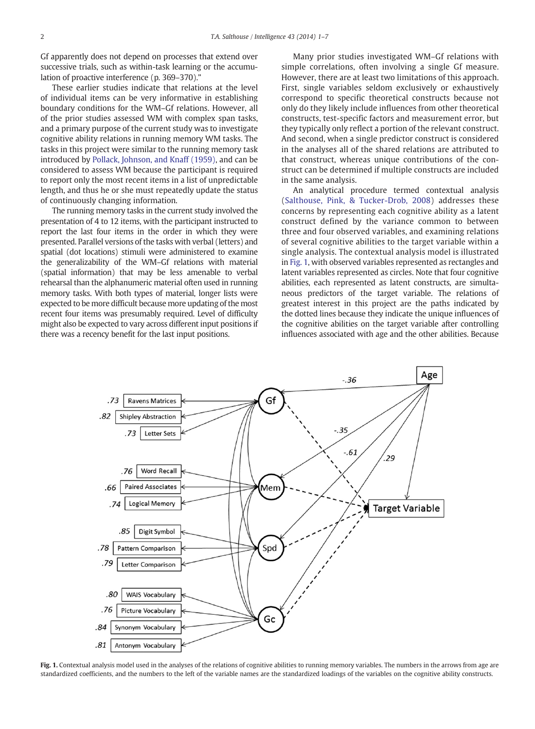Gf apparently does not depend on processes that extend over successive trials, such as within-task learning or the accumulation of proactive interference (p. 369–370)."

These earlier studies indicate that relations at the level of individual items can be very informative in establishing boundary conditions for the WM–Gf relations. However, all of the prior studies assessed WM with complex span tasks, and a primary purpose of the current study was to investigate cognitive ability relations in running memory WM tasks. The tasks in this project were similar to the running memory task introduced by Pollack, Johnson, and Knaff (1959), and can be considered to assess WM because the participant is required to report only the most recent items in a list of unpredictable length, and thus he or she must repeatedly update the status of continuously changing information.

The running memory tasks in the current study involved the presentation of 4 to 12 items, with the participant instructed to report the last four items in the order in which they were presented. Parallel versions of the tasks with verbal (letters) and spatial (dot locations) stimuli were administered to examine the generalizability of the WM–Gf relations with material (spatial information) that may be less amenable to verbal rehearsal than the alphanumeric material often used in running memory tasks. With both types of material, longer lists were expected to be more difficult because more updating of the most recent four items was presumably required. Level of difficulty might also be expected to vary across different input positions if there was a recency benefit for the last input positions.

Many prior studies investigated WM–Gf relations with simple correlations, often involving a single Gf measure. However, there are at least two limitations of this approach. First, single variables seldom exclusively or exhaustively correspond to specific theoretical constructs because not only do they likely include influences from other theoretical constructs, test-specific factors and measurement error, but they typically only reflect a portion of the relevant construct. And second, when a single predictor construct is considered in the analyses all of the shared relations are attributed to that construct, whereas unique contributions of the construct can be determined if multiple constructs are included in the same analysis.

An analytical procedure termed contextual analysis (Salthouse, Pink, & Tucker-Drob, 2008) addresses these concerns by representing each cognitive ability as a latent construct defined by the variance common to between three and four observed variables, and examining relations of several cognitive abilities to the target variable within a single analysis. The contextual analysis model is illustrated in Fig. 1, with observed variables represented as rectangles and latent variables represented as circles. Note that four cognitive abilities, each represented as latent constructs, are simultaneous predictors of the target variable. The relations of greatest interest in this project are the paths indicated by the dotted lines because they indicate the unique influences of the cognitive abilities on the target variable after controlling influences associated with age and the other abilities. Because

Age
-.36
-.35
-.61
.29
Gf
Mem
Spd
Gc
Target Variable
.73 Ravens Matrices
.82 Shipley Abstraction
.73 Letter Sets
.76 Word Recall
.66 Paired Associates
.74 Logical Memory
.85 Digit Symbol
.78 Pattern Comparison
.79 Letter Comparison
.80 WAIS Vocabulary
.76 Picture Vocabulary
.84 Synonym Vocabulary
.81 Antonym Vocabulary

**Fig. 1.** Contextual analysis model used in the analyses of the relations of cognitive abilities to running memory variables. The numbers in the arrows from age are standardized coefficients, and the numbers to the left of the variable names are the standardized loadings of the variables on the cognitive ability constructs.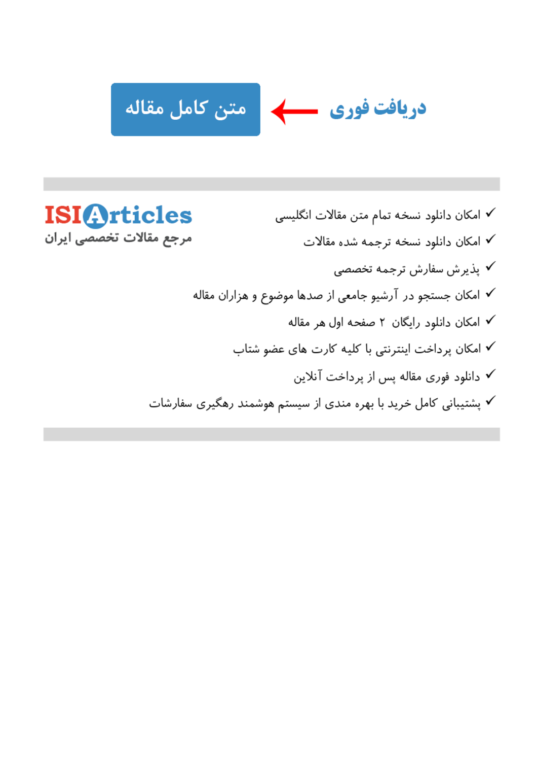متن کامل مقاله ← دریافت فوری

**ISIArticles**
مرجع مقالات تخصصی ایران

- ✓ امکان دانلود نسخه تمام متن مقالات انگلیسی
- ✓ امکان دانلود نسخه ترجمه شده مقالات
- ✓ پذیرش سفارش ترجمه تخصصی
- ✓ امکان جستجو در آرشیو جامعی از صدها موضوع و هزاران مقاله
- ✓ امکان دانلود رایگان ۲ صفحه اول هر مقاله
- ✓ امکان پرداخت اینترنتی با کلیه کارت های عضو شتاب
- ✓ دانلود فوری مقاله پس از پرداخت آنلاین
- ✓ پشتیبانی کامل خرید با بهره مندی از سیستم هوشمند رهگیری سفارشات